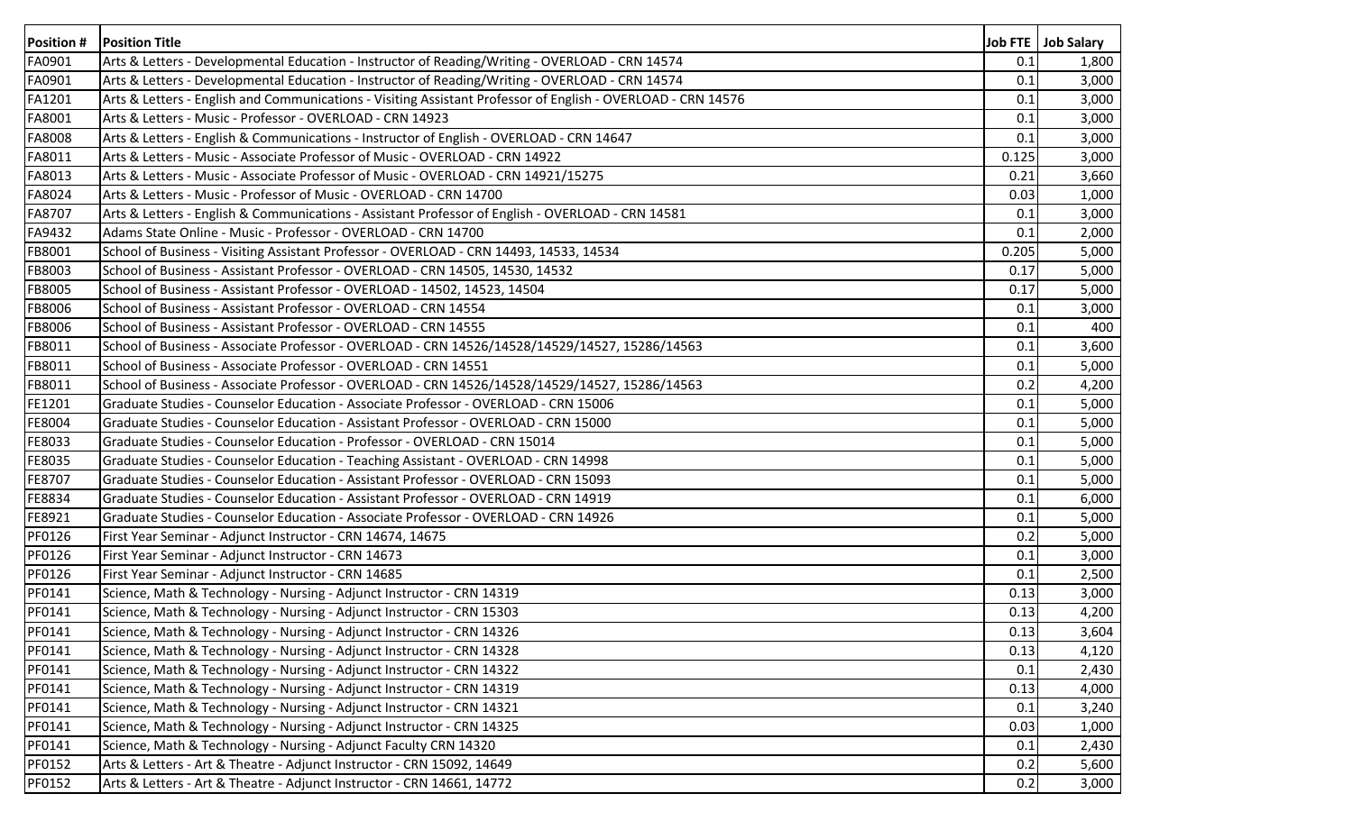| Position # | Position Title | Job FTE | Job Salary |
|---|---|---|---|
| FA0901 | Arts & Letters - Developmental Education - Instructor of Reading/Writing - OVERLOAD - CRN 14574 | 0.1 | 1,800 |
| FA0901 | Arts & Letters - Developmental Education - Instructor of Reading/Writing - OVERLOAD - CRN 14574 | 0.1 | 3,000 |
| FA1201 | Arts & Letters - English and Communications - Visiting Assistant Professor of English - OVERLOAD - CRN 14576 | 0.1 | 3,000 |
| FA8001 | Arts & Letters - Music - Professor - OVERLOAD - CRN 14923 | 0.1 | 3,000 |
| FA8008 | Arts & Letters - English & Communications - Instructor of English - OVERLOAD - CRN 14647 | 0.1 | 3,000 |
| FA8011 | Arts & Letters - Music - Associate Professor of Music - OVERLOAD - CRN 14922 | 0.125 | 3,000 |
| FA8013 | Arts & Letters - Music - Associate Professor of Music - OVERLOAD - CRN 14921/15275 | 0.21 | 3,660 |
| FA8024 | Arts & Letters - Music - Professor of Music - OVERLOAD - CRN 14700 | 0.03 | 1,000 |
| FA8707 | Arts & Letters - English & Communications - Assistant Professor of English - OVERLOAD - CRN 14581 | 0.1 | 3,000 |
| FA9432 | Adams State Online - Music - Professor - OVERLOAD - CRN 14700 | 0.1 | 2,000 |
| FB8001 | School of Business - Visiting Assistant Professor - OVERLOAD - CRN 14493, 14533, 14534 | 0.205 | 5,000 |
| FB8003 | School of Business - Assistant Professor - OVERLOAD - CRN 14505, 14530, 14532 | 0.17 | 5,000 |
| FB8005 | School of Business - Assistant Professor - OVERLOAD - 14502, 14523, 14504 | 0.17 | 5,000 |
| FB8006 | School of Business - Assistant Professor - OVERLOAD - CRN 14554 | 0.1 | 3,000 |
| FB8006 | School of Business - Assistant Professor - OVERLOAD - CRN 14555 | 0.1 | 400 |
| FB8011 | School of Business - Associate Professor - OVERLOAD - CRN 14526/14528/14529/14527, 15286/14563 | 0.1 | 3,600 |
| FB8011 | School of Business - Associate Professor - OVERLOAD - CRN 14551 | 0.1 | 5,000 |
| FB8011 | School of Business - Associate Professor - OVERLOAD - CRN 14526/14528/14529/14527, 15286/14563 | 0.2 | 4,200 |
| FE1201 | Graduate Studies - Counselor Education - Associate Professor - OVERLOAD - CRN 15006 | 0.1 | 5,000 |
| FE8004 | Graduate Studies - Counselor Education - Assistant Professor - OVERLOAD - CRN 15000 | 0.1 | 5,000 |
| FE8033 | Graduate Studies - Counselor Education - Professor - OVERLOAD - CRN 15014 | 0.1 | 5,000 |
| FE8035 | Graduate Studies - Counselor Education - Teaching Assistant - OVERLOAD - CRN 14998 | 0.1 | 5,000 |
| FE8707 | Graduate Studies - Counselor Education - Assistant Professor - OVERLOAD - CRN 15093 | 0.1 | 5,000 |
| FE8834 | Graduate Studies - Counselor Education - Assistant Professor - OVERLOAD - CRN 14919 | 0.1 | 6,000 |
| FE8921 | Graduate Studies - Counselor Education - Associate Professor - OVERLOAD - CRN 14926 | 0.1 | 5,000 |
| PF0126 | First Year Seminar - Adjunct Instructor - CRN 14674, 14675 | 0.2 | 5,000 |
| PF0126 | First Year Seminar - Adjunct Instructor - CRN 14673 | 0.1 | 3,000 |
| PF0126 | First Year Seminar - Adjunct Instructor - CRN 14685 | 0.1 | 2,500 |
| PF0141 | Science, Math & Technology - Nursing - Adjunct Instructor - CRN 14319 | 0.13 | 3,000 |
| PF0141 | Science, Math & Technology - Nursing - Adjunct Instructor - CRN 15303 | 0.13 | 4,200 |
| PF0141 | Science, Math & Technology - Nursing - Adjunct Instructor - CRN 14326 | 0.13 | 3,604 |
| PF0141 | Science, Math & Technology - Nursing - Adjunct Instructor - CRN 14328 | 0.13 | 4,120 |
| PF0141 | Science, Math & Technology - Nursing - Adjunct Instructor - CRN 14322 | 0.1 | 2,430 |
| PF0141 | Science, Math & Technology - Nursing - Adjunct Instructor - CRN 14319 | 0.13 | 4,000 |
| PF0141 | Science, Math & Technology - Nursing - Adjunct Instructor - CRN 14321 | 0.1 | 3,240 |
| PF0141 | Science, Math & Technology - Nursing - Adjunct Instructor - CRN 14325 | 0.03 | 1,000 |
| PF0141 | Science, Math & Technology - Nursing - Adjunct Faculty CRN 14320 | 0.1 | 2,430 |
| PF0152 | Arts & Letters - Art & Theatre - Adjunct Instructor - CRN 15092, 14649 | 0.2 | 5,600 |
| PF0152 | Arts & Letters - Art & Theatre - Adjunct Instructor - CRN 14661, 14772 | 0.2 | 3,000 |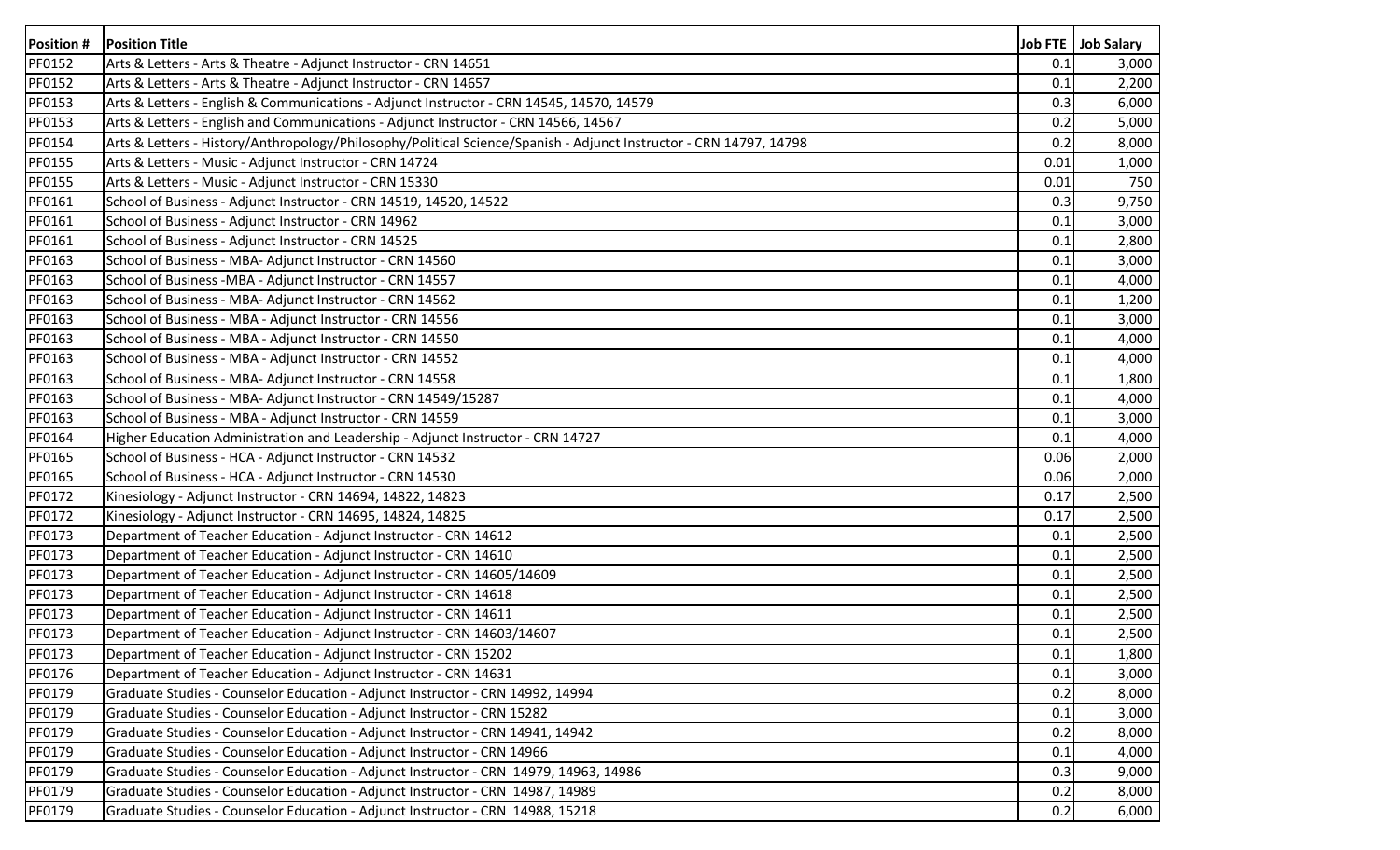| Position # | Position Title | Job FTE | Job Salary |
|---|---|---|---|
| PF0152 | Arts & Letters - Arts & Theatre - Adjunct Instructor - CRN 14651 | 0.1 | 3,000 |
| PF0152 | Arts & Letters - Arts & Theatre - Adjunct Instructor - CRN 14657 | 0.1 | 2,200 |
| PF0153 | Arts & Letters - English & Communications - Adjunct Instructor - CRN 14545, 14570, 14579 | 0.3 | 6,000 |
| PF0153 | Arts & Letters - English and Communications - Adjunct Instructor - CRN 14566, 14567 | 0.2 | 5,000 |
| PF0154 | Arts & Letters - History/Anthropology/Philosophy/Political Science/Spanish - Adjunct Instructor - CRN 14797, 14798 | 0.2 | 8,000 |
| PF0155 | Arts & Letters - Music - Adjunct Instructor - CRN 14724 | 0.01 | 1,000 |
| PF0155 | Arts & Letters - Music - Adjunct Instructor - CRN 15330 | 0.01 | 750 |
| PF0161 | School of Business - Adjunct Instructor - CRN 14519, 14520, 14522 | 0.3 | 9,750 |
| PF0161 | School of Business - Adjunct Instructor - CRN 14962 | 0.1 | 3,000 |
| PF0161 | School of Business - Adjunct Instructor - CRN 14525 | 0.1 | 2,800 |
| PF0163 | School of Business - MBA- Adjunct Instructor - CRN 14560 | 0.1 | 3,000 |
| PF0163 | School of Business -MBA - Adjunct Instructor - CRN 14557 | 0.1 | 4,000 |
| PF0163 | School of Business - MBA- Adjunct Instructor - CRN 14562 | 0.1 | 1,200 |
| PF0163 | School of Business - MBA - Adjunct Instructor - CRN 14556 | 0.1 | 3,000 |
| PF0163 | School of Business - MBA - Adjunct Instructor - CRN 14550 | 0.1 | 4,000 |
| PF0163 | School of Business - MBA - Adjunct Instructor - CRN 14552 | 0.1 | 4,000 |
| PF0163 | School of Business - MBA- Adjunct Instructor - CRN 14558 | 0.1 | 1,800 |
| PF0163 | School of Business - MBA- Adjunct Instructor - CRN 14549/15287 | 0.1 | 4,000 |
| PF0163 | School of Business - MBA - Adjunct Instructor - CRN 14559 | 0.1 | 3,000 |
| PF0164 | Higher Education Administration and Leadership - Adjunct Instructor - CRN 14727 | 0.1 | 4,000 |
| PF0165 | School of Business - HCA - Adjunct Instructor - CRN 14532 | 0.06 | 2,000 |
| PF0165 | School of Business - HCA - Adjunct Instructor - CRN 14530 | 0.06 | 2,000 |
| PF0172 | Kinesiology - Adjunct Instructor - CRN 14694, 14822, 14823 | 0.17 | 2,500 |
| PF0172 | Kinesiology - Adjunct Instructor - CRN 14695, 14824, 14825 | 0.17 | 2,500 |
| PF0173 | Department of Teacher Education - Adjunct Instructor - CRN 14612 | 0.1 | 2,500 |
| PF0173 | Department of Teacher Education - Adjunct Instructor - CRN 14610 | 0.1 | 2,500 |
| PF0173 | Department of Teacher Education - Adjunct Instructor - CRN 14605/14609 | 0.1 | 2,500 |
| PF0173 | Department of Teacher Education - Adjunct Instructor - CRN 14618 | 0.1 | 2,500 |
| PF0173 | Department of Teacher Education - Adjunct Instructor - CRN 14611 | 0.1 | 2,500 |
| PF0173 | Department of Teacher Education - Adjunct Instructor - CRN 14603/14607 | 0.1 | 2,500 |
| PF0173 | Department of Teacher Education - Adjunct Instructor - CRN 15202 | 0.1 | 1,800 |
| PF0176 | Department of Teacher Education - Adjunct Instructor - CRN 14631 | 0.1 | 3,000 |
| PF0179 | Graduate Studies - Counselor Education - Adjunct Instructor - CRN 14992, 14994 | 0.2 | 8,000 |
| PF0179 | Graduate Studies - Counselor Education - Adjunct Instructor - CRN 15282 | 0.1 | 3,000 |
| PF0179 | Graduate Studies - Counselor Education - Adjunct Instructor - CRN 14941, 14942 | 0.2 | 8,000 |
| PF0179 | Graduate Studies - Counselor Education - Adjunct Instructor - CRN 14966 | 0.1 | 4,000 |
| PF0179 | Graduate Studies - Counselor Education - Adjunct Instructor - CRN 14979, 14963, 14986 | 0.3 | 9,000 |
| PF0179 | Graduate Studies - Counselor Education - Adjunct Instructor - CRN 14987, 14989 | 0.2 | 8,000 |
| PF0179 | Graduate Studies - Counselor Education - Adjunct Instructor - CRN 14988, 15218 | 0.2 | 6,000 |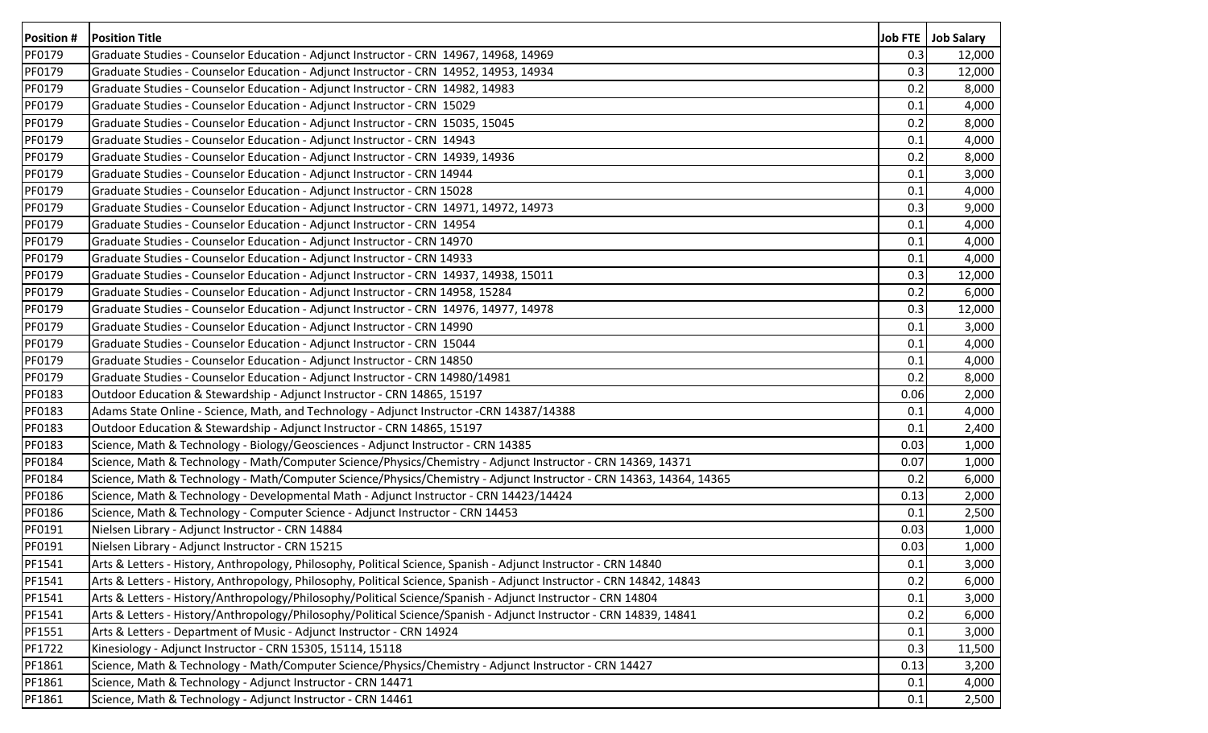| Position # | Position Title | Job FTE | Job Salary |
|---|---|---|---|
| PF0179 | Graduate Studies - Counselor Education - Adjunct Instructor - CRN 14967, 14968, 14969 | 0.3 | 12,000 |
| PF0179 | Graduate Studies - Counselor Education - Adjunct Instructor - CRN 14952, 14953, 14934 | 0.3 | 12,000 |
| PF0179 | Graduate Studies - Counselor Education - Adjunct Instructor - CRN 14982, 14983 | 0.2 | 8,000 |
| PF0179 | Graduate Studies - Counselor Education - Adjunct Instructor - CRN 15029 | 0.1 | 4,000 |
| PF0179 | Graduate Studies - Counselor Education - Adjunct Instructor - CRN 15035, 15045 | 0.2 | 8,000 |
| PF0179 | Graduate Studies - Counselor Education - Adjunct Instructor - CRN 14943 | 0.1 | 4,000 |
| PF0179 | Graduate Studies - Counselor Education - Adjunct Instructor - CRN 14939, 14936 | 0.2 | 8,000 |
| PF0179 | Graduate Studies - Counselor Education - Adjunct Instructor - CRN 14944 | 0.1 | 3,000 |
| PF0179 | Graduate Studies - Counselor Education - Adjunct Instructor - CRN 15028 | 0.1 | 4,000 |
| PF0179 | Graduate Studies - Counselor Education - Adjunct Instructor - CRN 14971, 14972, 14973 | 0.3 | 9,000 |
| PF0179 | Graduate Studies - Counselor Education - Adjunct Instructor - CRN 14954 | 0.1 | 4,000 |
| PF0179 | Graduate Studies - Counselor Education - Adjunct Instructor - CRN 14970 | 0.1 | 4,000 |
| PF0179 | Graduate Studies - Counselor Education - Adjunct Instructor - CRN 14933 | 0.1 | 4,000 |
| PF0179 | Graduate Studies - Counselor Education - Adjunct Instructor - CRN 14937, 14938, 15011 | 0.3 | 12,000 |
| PF0179 | Graduate Studies - Counselor Education - Adjunct Instructor - CRN 14958, 15284 | 0.2 | 6,000 |
| PF0179 | Graduate Studies - Counselor Education - Adjunct Instructor - CRN 14976, 14977, 14978 | 0.3 | 12,000 |
| PF0179 | Graduate Studies - Counselor Education - Adjunct Instructor - CRN 14990 | 0.1 | 3,000 |
| PF0179 | Graduate Studies - Counselor Education - Adjunct Instructor - CRN 15044 | 0.1 | 4,000 |
| PF0179 | Graduate Studies - Counselor Education - Adjunct Instructor - CRN 14850 | 0.1 | 4,000 |
| PF0179 | Graduate Studies - Counselor Education - Adjunct Instructor - CRN 14980/14981 | 0.2 | 8,000 |
| PF0183 | Outdoor Education & Stewardship - Adjunct Instructor - CRN 14865, 15197 | 0.06 | 2,000 |
| PF0183 | Adams State Online - Science, Math, and Technology - Adjunct Instructor -CRN 14387/14388 | 0.1 | 4,000 |
| PF0183 | Outdoor Education & Stewardship - Adjunct Instructor - CRN 14865, 15197 | 0.1 | 2,400 |
| PF0183 | Science, Math & Technology - Biology/Geosciences - Adjunct Instructor - CRN 14385 | 0.03 | 1,000 |
| PF0184 | Science, Math & Technology - Math/Computer Science/Physics/Chemistry - Adjunct Instructor - CRN 14369, 14371 | 0.07 | 1,000 |
| PF0184 | Science, Math & Technology - Math/Computer Science/Physics/Chemistry - Adjunct Instructor - CRN 14363, 14364, 14365 | 0.2 | 6,000 |
| PF0186 | Science, Math & Technology - Developmental Math - Adjunct Instructor - CRN 14423/14424 | 0.13 | 2,000 |
| PF0186 | Science, Math & Technology - Computer Science - Adjunct Instructor - CRN 14453 | 0.1 | 2,500 |
| PF0191 | Nielsen Library - Adjunct Instructor - CRN 14884 | 0.03 | 1,000 |
| PF0191 | Nielsen Library - Adjunct Instructor - CRN 15215 | 0.03 | 1,000 |
| PF1541 | Arts & Letters - History, Anthropology, Philosophy, Political Science, Spanish - Adjunct Instructor - CRN 14840 | 0.1 | 3,000 |
| PF1541 | Arts & Letters - History, Anthropology, Philosophy, Political Science, Spanish - Adjunct Instructor - CRN 14842, 14843 | 0.2 | 6,000 |
| PF1541 | Arts & Letters - History/Anthropology/Philosophy/Political Science/Spanish - Adjunct Instructor - CRN 14804 | 0.1 | 3,000 |
| PF1541 | Arts & Letters - History/Anthropology/Philosophy/Political Science/Spanish - Adjunct Instructor - CRN 14839, 14841 | 0.2 | 6,000 |
| PF1551 | Arts & Letters - Department of Music - Adjunct Instructor - CRN 14924 | 0.1 | 3,000 |
| PF1722 | Kinesiology - Adjunct Instructor - CRN 15305, 15114, 15118 | 0.3 | 11,500 |
| PF1861 | Science, Math & Technology - Math/Computer Science/Physics/Chemistry - Adjunct Instructor - CRN 14427 | 0.13 | 3,200 |
| PF1861 | Science, Math & Technology - Adjunct Instructor - CRN 14471 | 0.1 | 4,000 |
| PF1861 | Science, Math & Technology - Adjunct Instructor - CRN 14461 | 0.1 | 2,500 |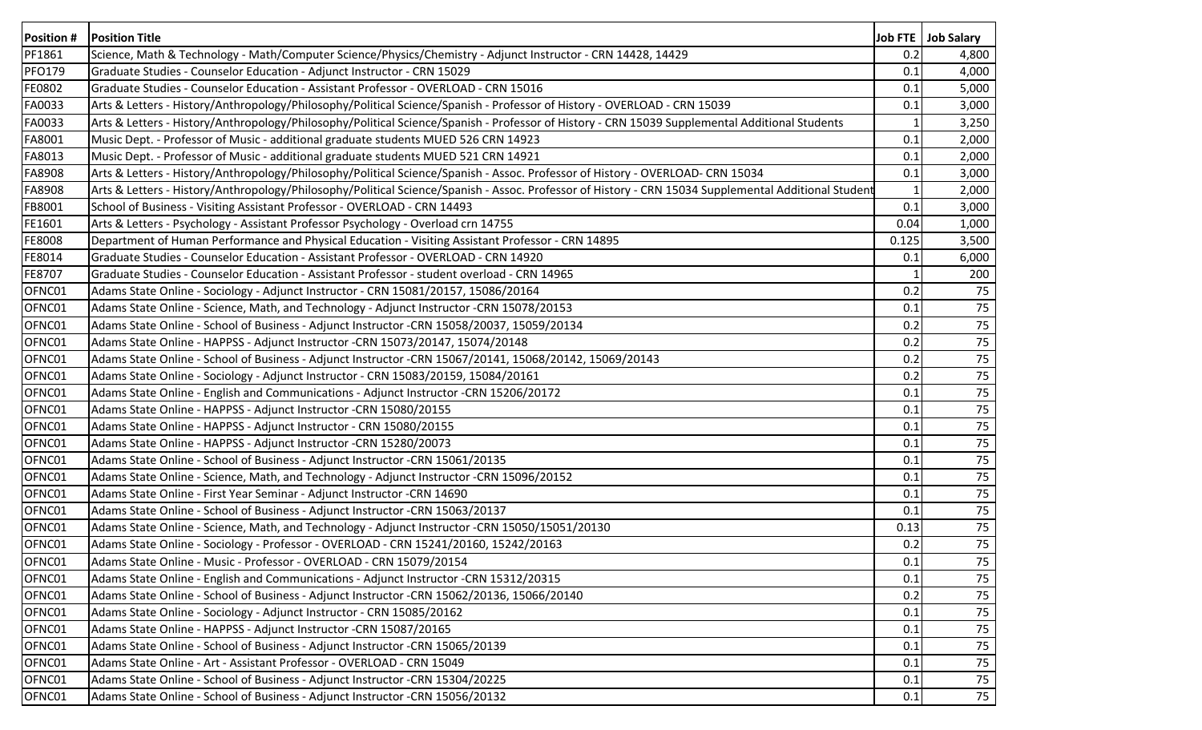| Position # | Position Title | Job FTE | Job Salary |
|---|---|---|---|
| PF1861 | Science, Math & Technology - Math/Computer Science/Physics/Chemistry - Adjunct Instructor - CRN 14428, 14429 | 0.2 | 4,800 |
| PFO179 | Graduate Studies - Counselor Education - Adjunct Instructor - CRN 15029 | 0.1 | 4,000 |
| FE0802 | Graduate Studies - Counselor Education - Assistant Professor - OVERLOAD - CRN 15016 | 0.1 | 5,000 |
| FA0033 | Arts & Letters - History/Anthropology/Philosophy/Political Science/Spanish - Professor of History - OVERLOAD - CRN 15039 | 0.1 | 3,000 |
| FA0033 | Arts & Letters - History/Anthropology/Philosophy/Political Science/Spanish - Professor of History - CRN 15039 Supplemental Additional Students | 1 | 3,250 |
| FA8001 | Music Dept. - Professor of Music - additional graduate students MUED 526 CRN 14923 | 0.1 | 2,000 |
| FA8013 | Music Dept. - Professor of Music - additional graduate students MUED 521 CRN 14921 | 0.1 | 2,000 |
| FA8908 | Arts & Letters - History/Anthropology/Philosophy/Political Science/Spanish - Assoc. Professor of History - OVERLOAD- CRN 15034 | 0.1 | 3,000 |
| FA8908 | Arts & Letters - History/Anthropology/Philosophy/Political Science/Spanish - Assoc. Professor of History - CRN 15034 Supplemental Additional Student | 1 | 2,000 |
| FB8001 | School of Business - Visiting Assistant Professor - OVERLOAD - CRN 14493 | 0.1 | 3,000 |
| FE1601 | Arts & Letters - Psychology - Assistant Professor Psychology - Overload crn 14755 | 0.04 | 1,000 |
| FE8008 | Department of Human Performance and Physical Education - Visiting Assistant Professor - CRN 14895 | 0.125 | 3,500 |
| FE8014 | Graduate Studies - Counselor Education - Assistant Professor - OVERLOAD - CRN 14920 | 0.1 | 6,000 |
| FE8707 | Graduate Studies - Counselor Education - Assistant Professor - student overload - CRN 14965 | 1 | 200 |
| OFNC01 | Adams State Online - Sociology - Adjunct Instructor - CRN 15081/20157, 15086/20164 | 0.2 | 75 |
| OFNC01 | Adams State Online - Science, Math, and Technology - Adjunct Instructor -CRN 15078/20153 | 0.1 | 75 |
| OFNC01 | Adams State Online - School of Business - Adjunct Instructor -CRN 15058/20037, 15059/20134 | 0.2 | 75 |
| OFNC01 | Adams State Online - HAPPSS - Adjunct Instructor -CRN 15073/20147, 15074/20148 | 0.2 | 75 |
| OFNC01 | Adams State Online - School of Business - Adjunct Instructor -CRN 15067/20141, 15068/20142, 15069/20143 | 0.2 | 75 |
| OFNC01 | Adams State Online - Sociology - Adjunct Instructor - CRN 15083/20159, 15084/20161 | 0.2 | 75 |
| OFNC01 | Adams State Online - English and Communications - Adjunct Instructor -CRN 15206/20172 | 0.1 | 75 |
| OFNC01 | Adams State Online - HAPPSS - Adjunct Instructor -CRN 15080/20155 | 0.1 | 75 |
| OFNC01 | Adams State Online - HAPPSS - Adjunct Instructor - CRN 15080/20155 | 0.1 | 75 |
| OFNC01 | Adams State Online - HAPPSS - Adjunct Instructor -CRN 15280/20073 | 0.1 | 75 |
| OFNC01 | Adams State Online - School of Business - Adjunct Instructor -CRN 15061/20135 | 0.1 | 75 |
| OFNC01 | Adams State Online - Science, Math, and Technology - Adjunct Instructor -CRN 15096/20152 | 0.1 | 75 |
| OFNC01 | Adams State Online - First Year Seminar - Adjunct Instructor -CRN 14690 | 0.1 | 75 |
| OFNC01 | Adams State Online - School of Business - Adjunct Instructor -CRN 15063/20137 | 0.1 | 75 |
| OFNC01 | Adams State Online - Science, Math, and Technology - Adjunct Instructor -CRN 15050/15051/20130 | 0.13 | 75 |
| OFNC01 | Adams State Online - Sociology - Professor - OVERLOAD - CRN 15241/20160, 15242/20163 | 0.2 | 75 |
| OFNC01 | Adams State Online - Music - Professor - OVERLOAD - CRN 15079/20154 | 0.1 | 75 |
| OFNC01 | Adams State Online - English and Communications - Adjunct Instructor -CRN 15312/20315 | 0.1 | 75 |
| OFNC01 | Adams State Online - School of Business - Adjunct Instructor -CRN 15062/20136, 15066/20140 | 0.2 | 75 |
| OFNC01 | Adams State Online - Sociology - Adjunct Instructor - CRN 15085/20162 | 0.1 | 75 |
| OFNC01 | Adams State Online - HAPPSS - Adjunct Instructor -CRN 15087/20165 | 0.1 | 75 |
| OFNC01 | Adams State Online - School of Business - Adjunct Instructor -CRN 15065/20139 | 0.1 | 75 |
| OFNC01 | Adams State Online - Art - Assistant Professor - OVERLOAD - CRN 15049 | 0.1 | 75 |
| OFNC01 | Adams State Online - School of Business - Adjunct Instructor -CRN 15304/20225 | 0.1 | 75 |
| OFNC01 | Adams State Online - School of Business - Adjunct Instructor -CRN 15056/20132 | 0.1 | 75 |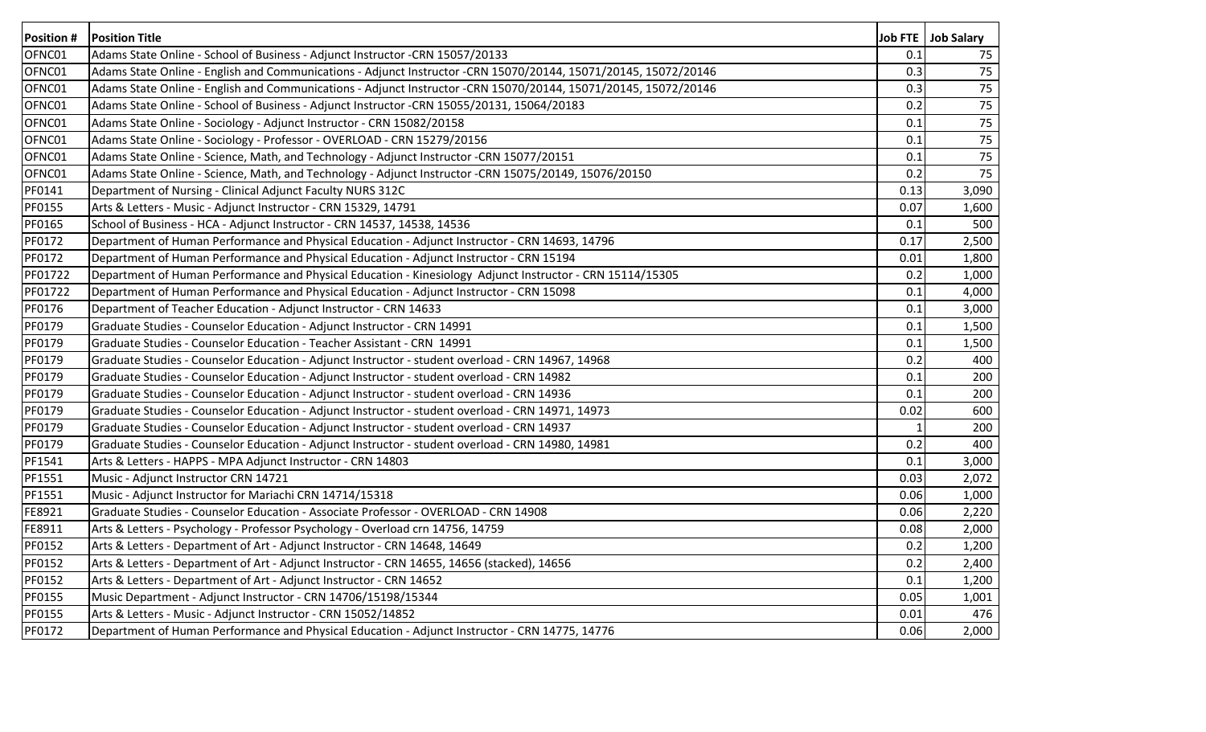| Position # | Position Title | Job FTE | Job Salary |
|---|---|---|---|
| OFNC01 | Adams State Online - School of Business - Adjunct Instructor -CRN 15057/20133 | 0.1 | 75 |
| OFNC01 | Adams State Online - English and Communications - Adjunct Instructor -CRN 15070/20144, 15071/20145, 15072/20146 | 0.3 | 75 |
| OFNC01 | Adams State Online - English and Communications - Adjunct Instructor -CRN 15070/20144, 15071/20145, 15072/20146 | 0.3 | 75 |
| OFNC01 | Adams State Online - School of Business - Adjunct Instructor -CRN 15055/20131, 15064/20183 | 0.2 | 75 |
| OFNC01 | Adams State Online - Sociology - Adjunct Instructor - CRN 15082/20158 | 0.1 | 75 |
| OFNC01 | Adams State Online - Sociology - Professor - OVERLOAD - CRN 15279/20156 | 0.1 | 75 |
| OFNC01 | Adams State Online - Science, Math, and Technology - Adjunct Instructor -CRN 15077/20151 | 0.1 | 75 |
| OFNC01 | Adams State Online - Science, Math, and Technology - Adjunct Instructor -CRN 15075/20149, 15076/20150 | 0.2 | 75 |
| PF0141 | Department of Nursing - Clinical Adjunct Faculty NURS 312C | 0.13 | 3,090 |
| PF0155 | Arts & Letters - Music - Adjunct Instructor - CRN 15329, 14791 | 0.07 | 1,600 |
| PF0165 | School of Business - HCA - Adjunct Instructor - CRN 14537, 14538, 14536 | 0.1 | 500 |
| PF0172 | Department of Human Performance and Physical Education - Adjunct Instructor - CRN 14693, 14796 | 0.17 | 2,500 |
| PF0172 | Department of Human Performance and Physical Education - Adjunct Instructor - CRN 15194 | 0.01 | 1,800 |
| PF01722 | Department of Human Performance and Physical Education - Kinesiology Adjunct Instructor - CRN 15114/15305 | 0.2 | 1,000 |
| PF01722 | Department of Human Performance and Physical Education - Adjunct Instructor - CRN 15098 | 0.1 | 4,000 |
| PF0176 | Department of Teacher Education - Adjunct Instructor - CRN 14633 | 0.1 | 3,000 |
| PF0179 | Graduate Studies - Counselor Education - Adjunct Instructor - CRN 14991 | 0.1 | 1,500 |
| PF0179 | Graduate Studies - Counselor Education - Teacher Assistant - CRN 14991 | 0.1 | 1,500 |
| PF0179 | Graduate Studies - Counselor Education - Adjunct Instructor - student overload - CRN 14967, 14968 | 0.2 | 400 |
| PF0179 | Graduate Studies - Counselor Education - Adjunct Instructor - student overload - CRN 14982 | 0.1 | 200 |
| PF0179 | Graduate Studies - Counselor Education - Adjunct Instructor - student overload - CRN 14936 | 0.1 | 200 |
| PF0179 | Graduate Studies - Counselor Education - Adjunct Instructor - student overload - CRN 14971, 14973 | 0.02 | 600 |
| PF0179 | Graduate Studies - Counselor Education - Adjunct Instructor - student overload - CRN 14937 | 1 | 200 |
| PF0179 | Graduate Studies - Counselor Education - Adjunct Instructor - student overload - CRN 14980, 14981 | 0.2 | 400 |
| PF1541 | Arts & Letters - HAPPS - MPA Adjunct Instructor - CRN 14803 | 0.1 | 3,000 |
| PF1551 | Music - Adjunct Instructor CRN 14721 | 0.03 | 2,072 |
| PF1551 | Music - Adjunct Instructor for Mariachi CRN 14714/15318 | 0.06 | 1,000 |
| FE8921 | Graduate Studies - Counselor Education - Associate Professor - OVERLOAD - CRN 14908 | 0.06 | 2,220 |
| FE8911 | Arts & Letters - Psychology - Professor Psychology - Overload crn 14756, 14759 | 0.08 | 2,000 |
| PF0152 | Arts & Letters - Department of Art - Adjunct Instructor - CRN 14648, 14649 | 0.2 | 1,200 |
| PF0152 | Arts & Letters - Department of Art - Adjunct Instructor - CRN 14655, 14656 (stacked), 14656 | 0.2 | 2,400 |
| PF0152 | Arts & Letters - Department of Art - Adjunct Instructor - CRN 14652 | 0.1 | 1,200 |
| PF0155 | Music Department - Adjunct Instructor - CRN 14706/15198/15344 | 0.05 | 1,001 |
| PF0155 | Arts & Letters - Music - Adjunct Instructor - CRN 15052/14852 | 0.01 | 476 |
| PF0172 | Department of Human Performance and Physical Education - Adjunct Instructor - CRN 14775, 14776 | 0.06 | 2,000 |